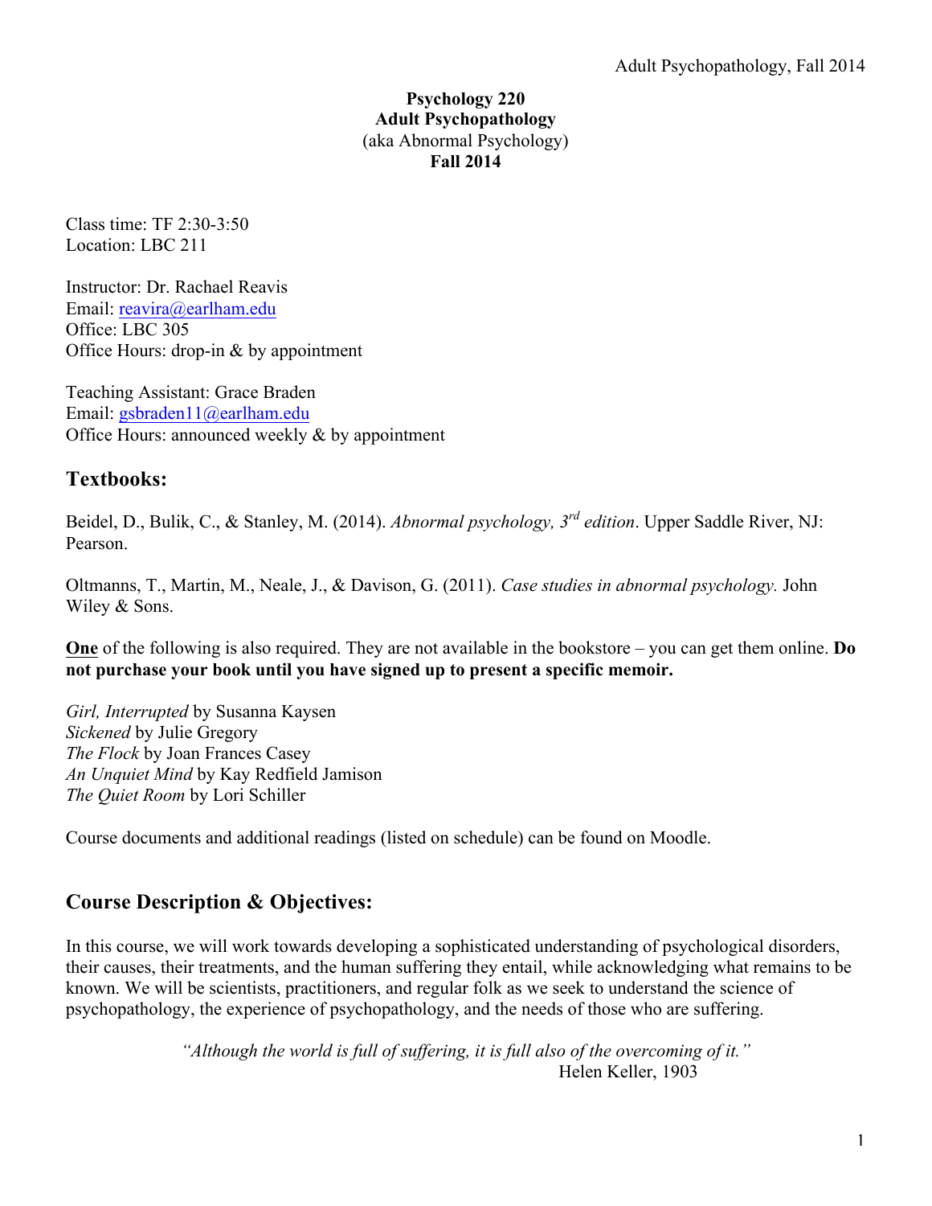**Psychology 220**
**Adult Psychopathology**
(aka Abnormal Psychology)
**Fall 2014**

Class time: TF 2:30-3:50
Location: LBC 211

Instructor: Dr. Rachael Reavis
Email: reavira@earlham.edu
Office: LBC 305
Office Hours: drop-in & by appointment

Teaching Assistant: Grace Braden
Email: gsbraden11@earlham.edu
Office Hours: announced weekly & by appointment

## Textbooks:

Beidel, D., Bulik, C., & Stanley, M. (2014). *Abnormal psychology, 3rd edition*. Upper Saddle River, NJ: Pearson.

Oltmanns, T., Martin, M., Neale, J., & Davison, G. (2011). *Case studies in abnormal psychology.* John Wiley & Sons.

**One** of the following is also required. They are not available in the bookstore – you can get them online. **Do not purchase your book until you have signed up to present a specific memoir.**

*Girl, Interrupted* by Susanna Kaysen
*Sickened* by Julie Gregory
*The Flock* by Joan Frances Casey
*An Unquiet Mind* by Kay Redfield Jamison
*The Quiet Room* by Lori Schiller

Course documents and additional readings (listed on schedule) can be found on Moodle.

## Course Description & Objectives:

In this course, we will work towards developing a sophisticated understanding of psychological disorders, their causes, their treatments, and the human suffering they entail, while acknowledging what remains to be known. We will be scientists, practitioners, and regular folk as we seek to understand the science of psychopathology, the experience of psychopathology, and the needs of those who are suffering.

*"Although the world is full of suffering, it is full also of the overcoming of it."*
Helen Keller, 1903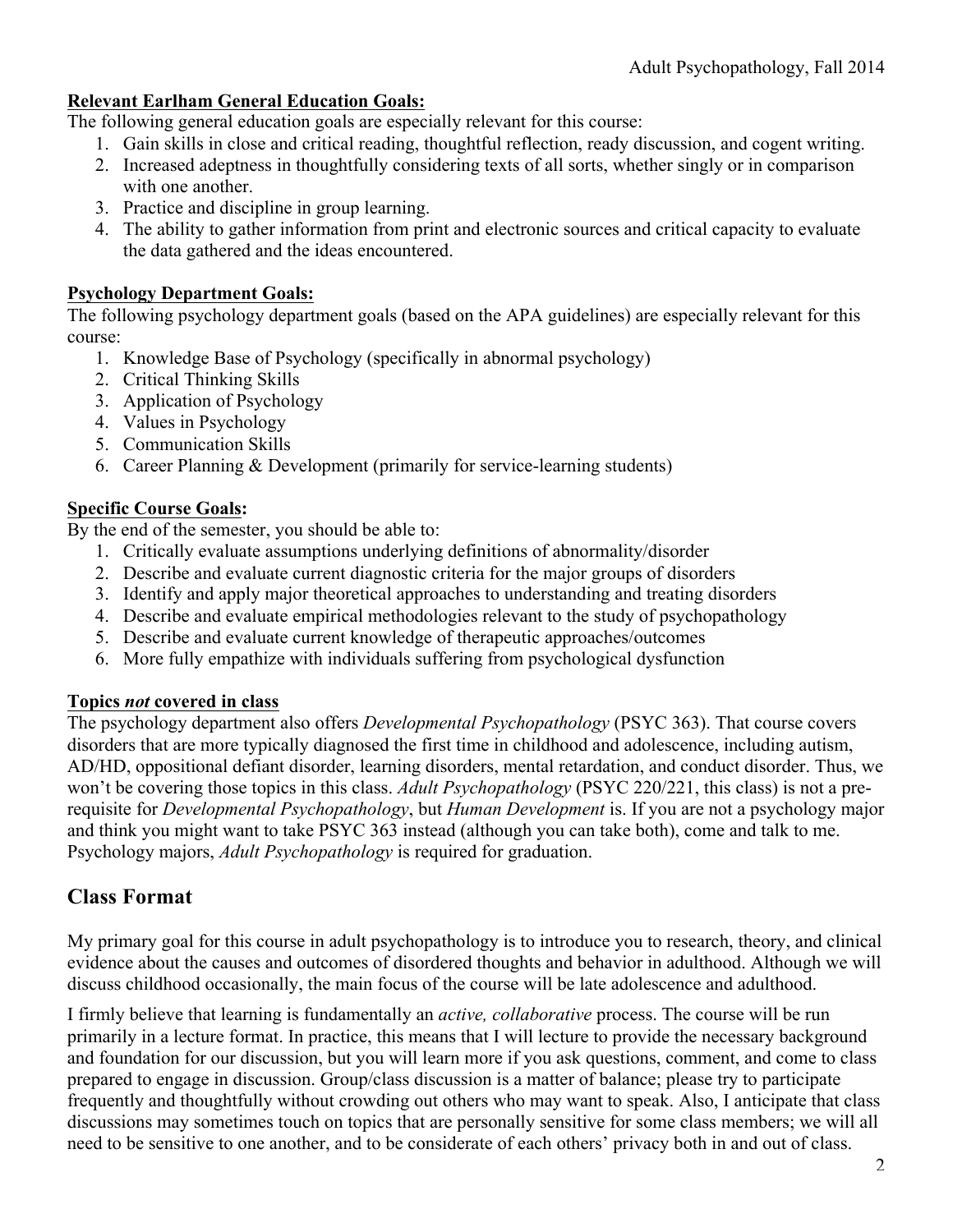**Relevant Earlham General Education Goals:**

The following general education goals are especially relevant for this course:

1. Gain skills in close and critical reading, thoughtful reflection, ready discussion, and cogent writing.
2. Increased adeptness in thoughtfully considering texts of all sorts, whether singly or in comparison with one another.
3. Practice and discipline in group learning.
4. The ability to gather information from print and electronic sources and critical capacity to evaluate the data gathered and the ideas encountered.

**Psychology Department Goals:**

The following psychology department goals (based on the APA guidelines) are especially relevant for this course:

1. Knowledge Base of Psychology (specifically in abnormal psychology)
2. Critical Thinking Skills
3. Application of Psychology
4. Values in Psychology
5. Communication Skills
6. Career Planning & Development (primarily for service-learning students)

**Specific Course Goals:**

By the end of the semester, you should be able to:

1. Critically evaluate assumptions underlying definitions of abnormality/disorder
2. Describe and evaluate current diagnostic criteria for the major groups of disorders
3. Identify and apply major theoretical approaches to understanding and treating disorders
4. Describe and evaluate empirical methodologies relevant to the study of psychopathology
5. Describe and evaluate current knowledge of therapeutic approaches/outcomes
6. More fully empathize with individuals suffering from psychological dysfunction

**Topics *not* covered in class**

The psychology department also offers *Developmental Psychopathology* (PSYC 363). That course covers disorders that are more typically diagnosed the first time in childhood and adolescence, including autism, AD/HD, oppositional defiant disorder, learning disorders, mental retardation, and conduct disorder. Thus, we won't be covering those topics in this class. *Adult Psychopathology* (PSYC 220/221, this class) is not a pre-requisite for *Developmental Psychopathology*, but *Human Development* is. If you are not a psychology major and think you might want to take PSYC 363 instead (although you can take both), come and talk to me. Psychology majors, *Adult Psychopathology* is required for graduation.

## Class Format

My primary goal for this course in adult psychopathology is to introduce you to research, theory, and clinical evidence about the causes and outcomes of disordered thoughts and behavior in adulthood. Although we will discuss childhood occasionally, the main focus of the course will be late adolescence and adulthood.

I firmly believe that learning is fundamentally an *active, collaborative* process. The course will be run primarily in a lecture format. In practice, this means that I will lecture to provide the necessary background and foundation for our discussion, but you will learn more if you ask questions, comment, and come to class prepared to engage in discussion. Group/class discussion is a matter of balance; please try to participate frequently and thoughtfully without crowding out others who may want to speak. Also, I anticipate that class discussions may sometimes touch on topics that are personally sensitive for some class members; we will all need to be sensitive to one another, and to be considerate of each others' privacy both in and out of class.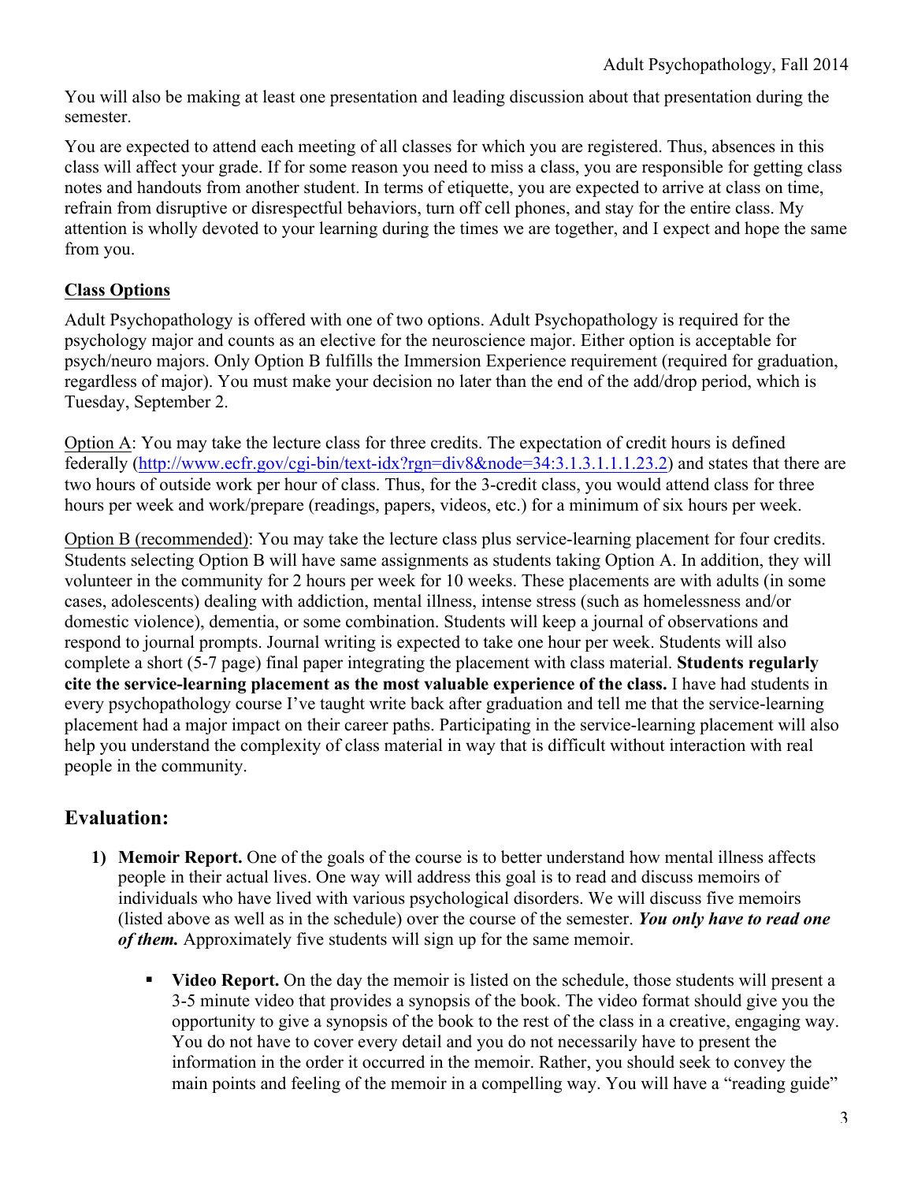You will also be making at least one presentation and leading discussion about that presentation during the semester.

You are expected to attend each meeting of all classes for which you are registered. Thus, absences in this class will affect your grade. If for some reason you need to miss a class, you are responsible for getting class notes and handouts from another student. In terms of etiquette, you are expected to arrive at class on time, refrain from disruptive or disrespectful behaviors, turn off cell phones, and stay for the entire class. My attention is wholly devoted to your learning during the times we are together, and I expect and hope the same from you.

## Class Options

Adult Psychopathology is offered with one of two options. Adult Psychopathology is required for the psychology major and counts as an elective for the neuroscience major. Either option is acceptable for psych/neuro majors. Only Option B fulfills the Immersion Experience requirement (required for graduation, regardless of major). You must make your decision no later than the end of the add/drop period, which is Tuesday, September 2.

Option A: You may take the lecture class for three credits. The expectation of credit hours is defined federally (http://www.ecfr.gov/cgi-bin/text-idx?rgn=div8&node=34:3.1.3.1.1.1.23.2) and states that there are two hours of outside work per hour of class. Thus, for the 3-credit class, you would attend class for three hours per week and work/prepare (readings, papers, videos, etc.) for a minimum of six hours per week.

Option B (recommended): You may take the lecture class plus service-learning placement for four credits. Students selecting Option B will have same assignments as students taking Option A. In addition, they will volunteer in the community for 2 hours per week for 10 weeks. These placements are with adults (in some cases, adolescents) dealing with addiction, mental illness, intense stress (such as homelessness and/or domestic violence), dementia, or some combination. Students will keep a journal of observations and respond to journal prompts. Journal writing is expected to take one hour per week. Students will also complete a short (5-7 page) final paper integrating the placement with class material. **Students regularly cite the service-learning placement as the most valuable experience of the class.** I have had students in every psychopathology course I've taught write back after graduation and tell me that the service-learning placement had a major impact on their career paths. Participating in the service-learning placement will also help you understand the complexity of class material in way that is difficult without interaction with real people in the community.

## Evaluation:

1) **Memoir Report.** One of the goals of the course is to better understand how mental illness affects people in their actual lives. One way will address this goal is to read and discuss memoirs of individuals who have lived with various psychological disorders. We will discuss five memoirs (listed above as well as in the schedule) over the course of the semester. ***You only have to read one of them.*** Approximately five students will sign up for the same memoir.

   - **Video Report.** On the day the memoir is listed on the schedule, those students will present a 3-5 minute video that provides a synopsis of the book. The video format should give you the opportunity to give a synopsis of the book to the rest of the class in a creative, engaging way. You do not have to cover every detail and you do not necessarily have to present the information in the order it occurred in the memoir. Rather, you should seek to convey the main points and feeling of the memoir in a compelling way. You will have a "reading guide"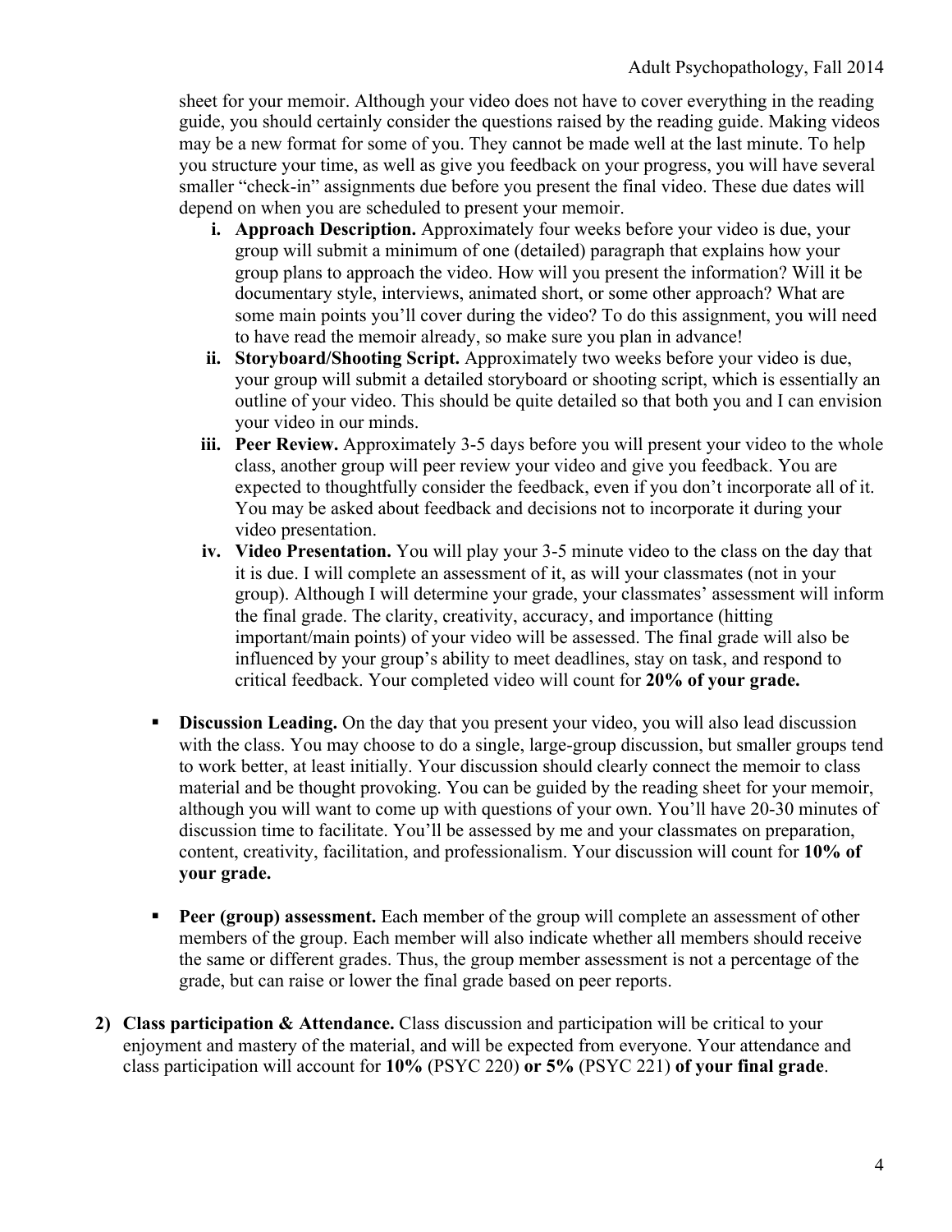sheet for your memoir. Although your video does not have to cover everything in the reading guide, you should certainly consider the questions raised by the reading guide. Making videos may be a new format for some of you. They cannot be made well at the last minute. To help you structure your time, as well as give you feedback on your progress, you will have several smaller "check-in" assignments due before you present the final video. These due dates will depend on when you are scheduled to present your memoir.

   i. **Approach Description.** Approximately four weeks before your video is due, your group will submit a minimum of one (detailed) paragraph that explains how your group plans to approach the video. How will you present the information? Will it be documentary style, interviews, animated short, or some other approach? What are some main points you'll cover during the video? To do this assignment, you will need to have read the memoir already, so make sure you plan in advance!
   ii. **Storyboard/Shooting Script.** Approximately two weeks before your video is due, your group will submit a detailed storyboard or shooting script, which is essentially an outline of your video. This should be quite detailed so that both you and I can envision your video in our minds.
   iii. **Peer Review.** Approximately 3-5 days before you will present your video to the whole class, another group will peer review your video and give you feedback. You are expected to thoughtfully consider the feedback, even if you don't incorporate all of it. You may be asked about feedback and decisions not to incorporate it during your video presentation.
   iv. **Video Presentation.** You will play your 3-5 minute video to the class on the day that it is due. I will complete an assessment of it, as will your classmates (not in your group). Although I will determine your grade, your classmates' assessment will inform the final grade. The clarity, creativity, accuracy, and importance (hitting important/main points) of your video will be assessed. The final grade will also be influenced by your group's ability to meet deadlines, stay on task, and respond to critical feedback. Your completed video will count for **20% of your grade.**

- **Discussion Leading.** On the day that you present your video, you will also lead discussion with the class. You may choose to do a single, large-group discussion, but smaller groups tend to work better, at least initially. Your discussion should clearly connect the memoir to class material and be thought provoking. You can be guided by the reading sheet for your memoir, although you will want to come up with questions of your own. You'll have 20-30 minutes of discussion time to facilitate. You'll be assessed by me and your classmates on preparation, content, creativity, facilitation, and professionalism. Your discussion will count for **10% of your grade.**

- **Peer (group) assessment.** Each member of the group will complete an assessment of other members of the group. Each member will also indicate whether all members should receive the same or different grades. Thus, the group member assessment is not a percentage of the grade, but can raise or lower the final grade based on peer reports.

2) **Class participation & Attendance.** Class discussion and participation will be critical to your enjoyment and mastery of the material, and will be expected from everyone. Your attendance and class participation will account for **10%** (PSYC 220) **or 5%** (PSYC 221) **of your final grade**.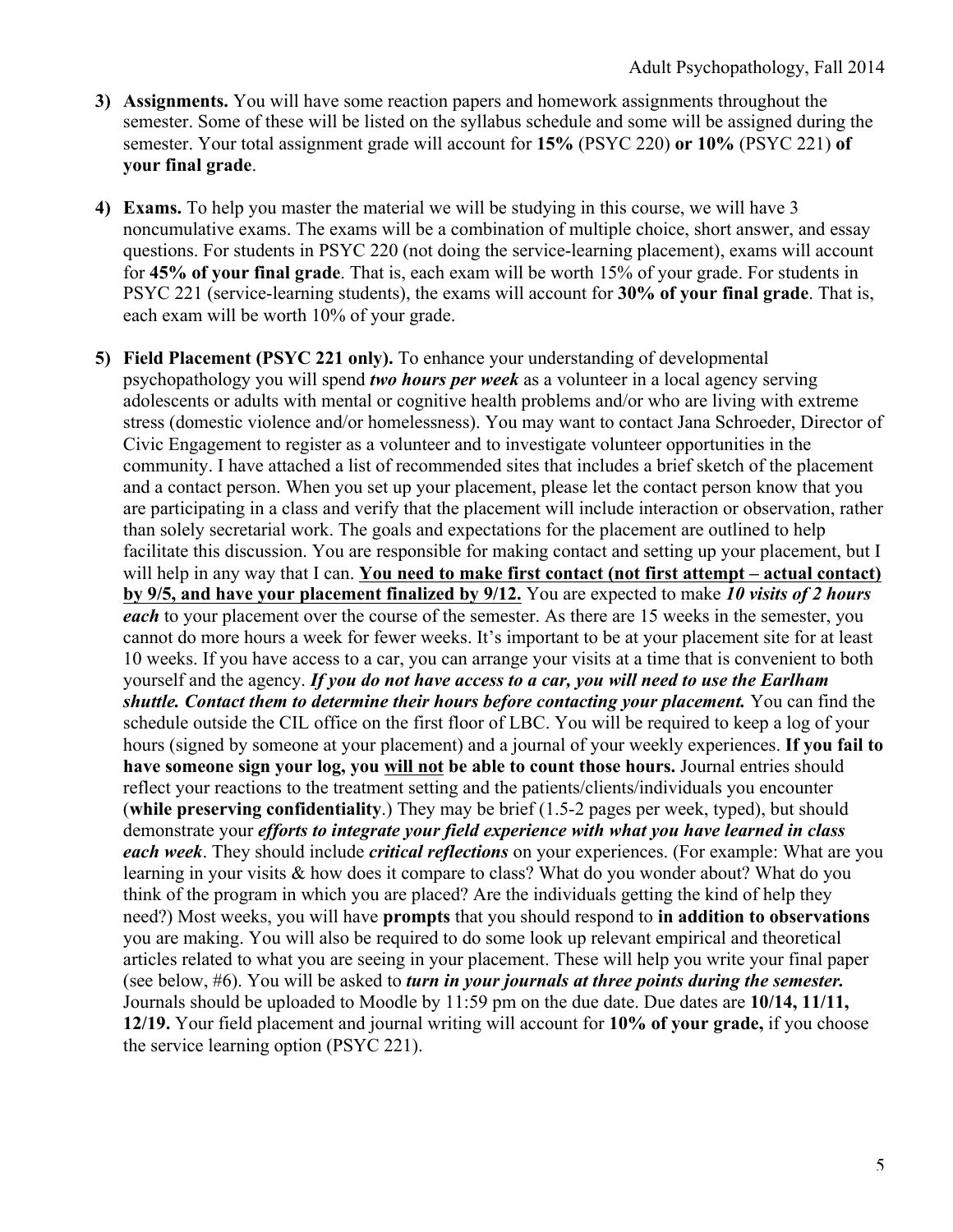3) **Assignments.** You will have some reaction papers and homework assignments throughout the semester. Some of these will be listed on the syllabus schedule and some will be assigned during the semester. Your total assignment grade will account for **15%** (PSYC 220) **or 10%** (PSYC 221) **of your final grade**.

4) **Exams.** To help you master the material we will be studying in this course, we will have 3 noncumulative exams. The exams will be a combination of multiple choice, short answer, and essay questions. For students in PSYC 220 (not doing the service-learning placement), exams will account for **45% of your final grade**. That is, each exam will be worth 15% of your grade. For students in PSYC 221 (service-learning students), the exams will account for **30% of your final grade**. That is, each exam will be worth 10% of your grade.

5) **Field Placement (PSYC 221 only).** To enhance your understanding of developmental psychopathology you will spend ***two hours per week*** as a volunteer in a local agency serving adolescents or adults with mental or cognitive health problems and/or who are living with extreme stress (domestic violence and/or homelessness). You may want to contact Jana Schroeder, Director of Civic Engagement to register as a volunteer and to investigate volunteer opportunities in the community. I have attached a list of recommended sites that includes a brief sketch of the placement and a contact person. When you set up your placement, please let the contact person know that you are participating in a class and verify that the placement will include interaction or observation, rather than solely secretarial work. The goals and expectations for the placement are outlined to help facilitate this discussion. You are responsible for making contact and setting up your placement, but I will help in any way that I can. <u>**You need to make first contact (not first attempt – actual contact) by 9/5, and have your placement finalized by 9/12.**</u> You are expected to make ***10 visits of 2 hours each*** to your placement over the course of the semester. As there are 15 weeks in the semester, you cannot do more hours a week for fewer weeks. It's important to be at your placement site for at least 10 weeks. If you have access to a car, you can arrange your visits at a time that is convenient to both yourself and the agency. ***If you do not have access to a car, you will need to use the Earlham shuttle. Contact them to determine their hours before contacting your placement.*** You can find the schedule outside the CIL office on the first floor of LBC. You will be required to keep a log of your hours (signed by someone at your placement) and a journal of your weekly experiences. **If you fail to have someone sign your log, you <u>will not</u> be able to count those hours.** Journal entries should reflect your reactions to the treatment setting and the patients/clients/individuals you encounter (**while preserving confidentiality**.) They may be brief (1.5-2 pages per week, typed), but should demonstrate your ***efforts to integrate your field experience with what you have learned in class each week***. They should include ***critical reflections*** on your experiences. (For example: What are you learning in your visits & how does it compare to class? What do you wonder about? What do you think of the program in which you are placed? Are the individuals getting the kind of help they need?) Most weeks, you will have **prompts** that you should respond to **in addition to observations** you are making. You will also be required to do some look up relevant empirical and theoretical articles related to what you are seeing in your placement. These will help you write your final paper (see below, #6). You will be asked to ***turn in your journals at three points during the semester.*** Journals should be uploaded to Moodle by 11:59 pm on the due date. Due dates are **10/14, 11/11, 12/19.** Your field placement and journal writing will account for **10% of your grade,** if you choose the service learning option (PSYC 221).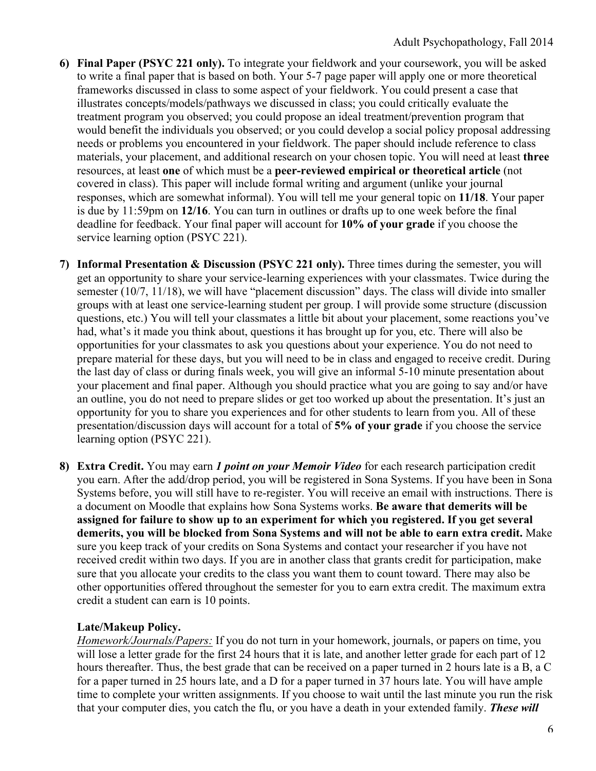6) **Final Paper (PSYC 221 only).** To integrate your fieldwork and your coursework, you will be asked to write a final paper that is based on both. Your 5-7 page paper will apply one or more theoretical frameworks discussed in class to some aspect of your fieldwork. You could present a case that illustrates concepts/models/pathways we discussed in class; you could critically evaluate the treatment program you observed; you could propose an ideal treatment/prevention program that would benefit the individuals you observed; or you could develop a social policy proposal addressing needs or problems you encountered in your fieldwork. The paper should include reference to class materials, your placement, and additional research on your chosen topic. You will need at least **three** resources, at least **one** of which must be a **peer-reviewed empirical or theoretical article** (not covered in class). This paper will include formal writing and argument (unlike your journal responses, which are somewhat informal). You will tell me your general topic on **11/18**. Your paper is due by 11:59pm on **12/16**. You can turn in outlines or drafts up to one week before the final deadline for feedback. Your final paper will account for **10% of your grade** if you choose the service learning option (PSYC 221).

7) **Informal Presentation & Discussion (PSYC 221 only).** Three times during the semester, you will get an opportunity to share your service-learning experiences with your classmates. Twice during the semester (10/7, 11/18), we will have "placement discussion" days. The class will divide into smaller groups with at least one service-learning student per group. I will provide some structure (discussion questions, etc.) You will tell your classmates a little bit about your placement, some reactions you've had, what's it made you think about, questions it has brought up for you, etc. There will also be opportunities for your classmates to ask you questions about your experience. You do not need to prepare material for these days, but you will need to be in class and engaged to receive credit. During the last day of class or during finals week, you will give an informal 5-10 minute presentation about your placement and final paper. Although you should practice what you are going to say and/or have an outline, you do not need to prepare slides or get too worked up about the presentation. It's just an opportunity for you to share you experiences and for other students to learn from you. All of these presentation/discussion days will account for a total of **5% of your grade** if you choose the service learning option (PSYC 221).

8) **Extra Credit.** You may earn ***1 point on your Memoir Video*** for each research participation credit you earn. After the add/drop period, you will be registered in Sona Systems. If you have been in Sona Systems before, you will still have to re-register. You will receive an email with instructions. There is a document on Moodle that explains how Sona Systems works. **Be aware that demerits will be assigned for failure to show up to an experiment for which you registered. If you get several demerits, you will be blocked from Sona Systems and will not be able to earn extra credit.** Make sure you keep track of your credits on Sona Systems and contact your researcher if you have not received credit within two days. If you are in another class that grants credit for participation, make sure that you allocate your credits to the class you want them to count toward. There may also be other opportunities offered throughout the semester for you to earn extra credit. The maximum extra credit a student can earn is 10 points.

**Late/Makeup Policy.**

<u>Homework/Journals/Papers:</u> If you do not turn in your homework, journals, or papers on time, you will lose a letter grade for the first 24 hours that it is late, and another letter grade for each part of 12 hours thereafter. Thus, the best grade that can be received on a paper turned in 2 hours late is a B, a C for a paper turned in 25 hours late, and a D for a paper turned in 37 hours late. You will have ample time to complete your written assignments. If you choose to wait until the last minute you run the risk that your computer dies, you catch the flu, or you have a death in your extended family. ***These will***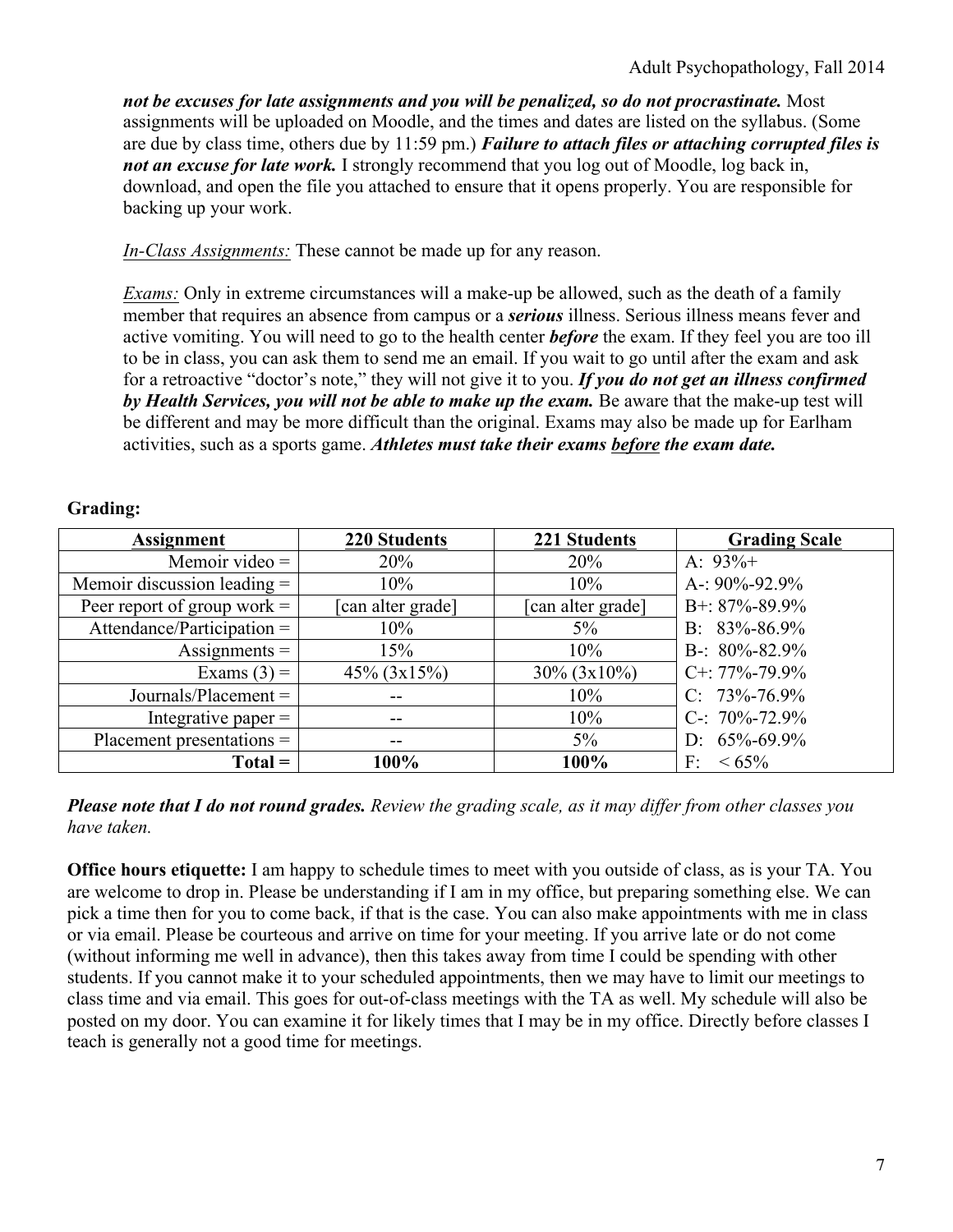*not be excuses for late assignments and you will be penalized, so do not procrastinate.* Most assignments will be uploaded on Moodle, and the times and dates are listed on the syllabus. (Some are due by class time, others due by 11:59 pm.) ***Failure to attach files or attaching corrupted files is not an excuse for late work.*** I strongly recommend that you log out of Moodle, log back in, download, and open the file you attached to ensure that it opens properly. You are responsible for backing up your work.

*In-Class Assignments:* These cannot be made up for any reason.

*Exams:* Only in extreme circumstances will a make-up be allowed, such as the death of a family member that requires an absence from campus or a ***serious*** illness. Serious illness means fever and active vomiting. You will need to go to the health center ***before*** the exam. If they feel you are too ill to be in class, you can ask them to send me an email. If you wait to go until after the exam and ask for a retroactive "doctor's note," they will not give it to you. ***If you do not get an illness confirmed by Health Services, you will not be able to make up the exam.*** Be aware that the make-up test will be different and may be more difficult than the original. Exams may also be made up for Earlham activities, such as a sports game. ***Athletes must take their exams before the exam date.***

**Grading:**

| Assignment | 220 Students | 221 Students | Grading Scale |
|---|---|---|---|
| Memoir video = | 20% | 20% | A: 93%+ |
| Memoir discussion leading = | 10% | 10% | A-: 90%-92.9% |
| Peer report of group work = | [can alter grade] | [can alter grade] | B+: 87%-89.9% |
| Attendance/Participation = | 10% | 5% | B: 83%-86.9% |
| Assignments = | 15% | 10% | B-: 80%-82.9% |
| Exams (3) = | 45% (3x15%) | 30% (3x10%) | C+: 77%-79.9% |
| Journals/Placement = | -- | 10% | C: 73%-76.9% |
| Integrative paper = | -- | 10% | C-: 70%-72.9% |
| Placement presentations = | -- | 5% | D: 65%-69.9% |
| **Total =** | **100%** | **100%** | F: < 65% |

***Please note that I do not round grades.*** *Review the grading scale, as it may differ from other classes you have taken.*

**Office hours etiquette:** I am happy to schedule times to meet with you outside of class, as is your TA. You are welcome to drop in. Please be understanding if I am in my office, but preparing something else. We can pick a time then for you to come back, if that is the case. You can also make appointments with me in class or via email. Please be courteous and arrive on time for your meeting. If you arrive late or do not come (without informing me well in advance), then this takes away from time I could be spending with other students. If you cannot make it to your scheduled appointments, then we may have to limit our meetings to class time and via email. This goes for out-of-class meetings with the TA as well. My schedule will also be posted on my door. You can examine it for likely times that I may be in my office. Directly before classes I teach is generally not a good time for meetings.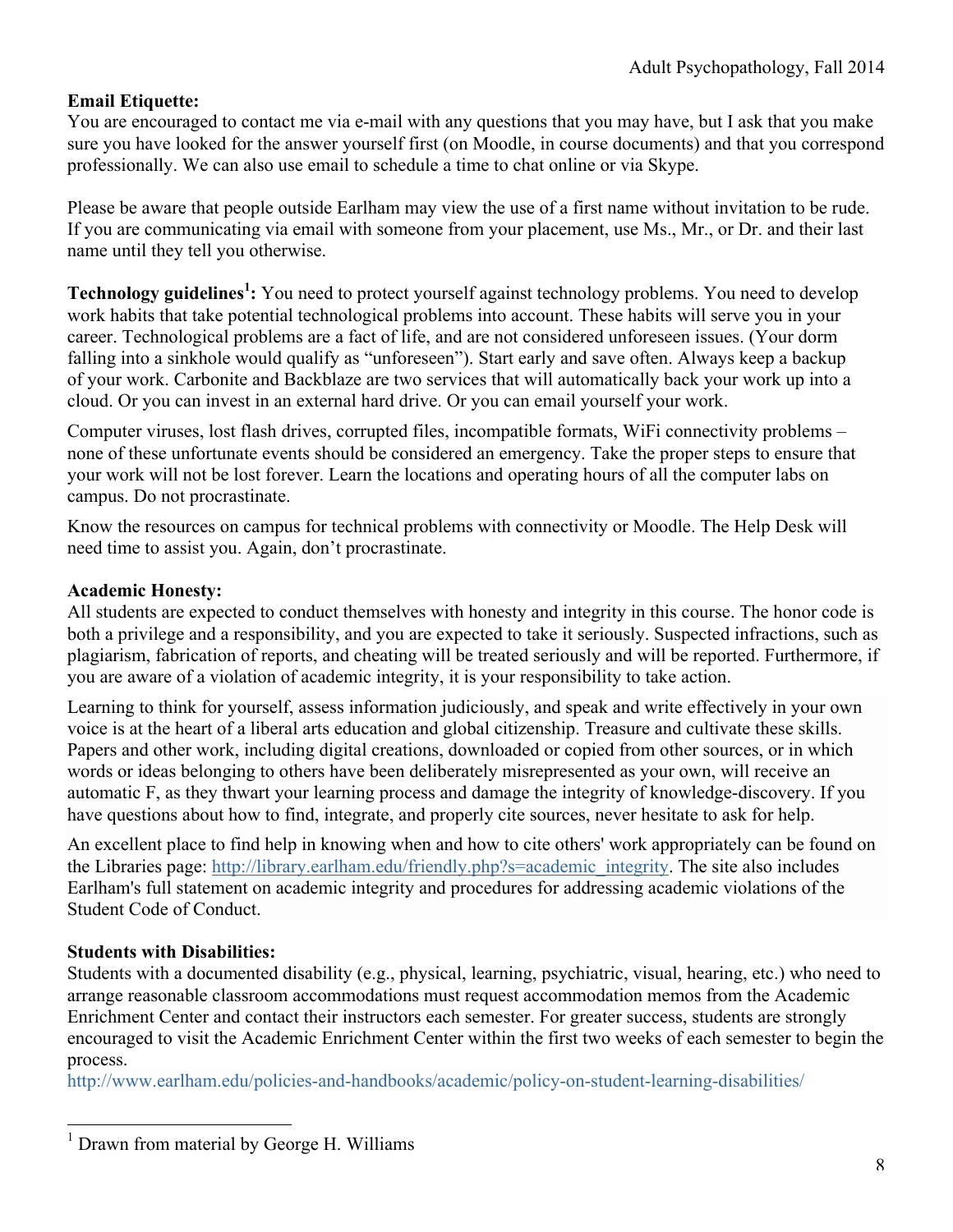**Email Etiquette:**
You are encouraged to contact me via e-mail with any questions that you may have, but I ask that you make sure you have looked for the answer yourself first (on Moodle, in course documents) and that you correspond professionally. We can also use email to schedule a time to chat online or via Skype.

Please be aware that people outside Earlham may view the use of a first name without invitation to be rude. If you are communicating via email with someone from your placement, use Ms., Mr., or Dr. and their last name until they tell you otherwise.

**Technology guidelines[1]:** You need to protect yourself against technology problems. You need to develop work habits that take potential technological problems into account. These habits will serve you in your career. Technological problems are a fact of life, and are not considered unforeseen issues. (Your dorm falling into a sinkhole would qualify as "unforeseen"). Start early and save often. Always keep a backup of your work. Carbonite and Backblaze are two services that will automatically back your work up into a cloud. Or you can invest in an external hard drive. Or you can email yourself your work.

Computer viruses, lost flash drives, corrupted files, incompatible formats, WiFi connectivity problems – none of these unfortunate events should be considered an emergency. Take the proper steps to ensure that your work will not be lost forever. Learn the locations and operating hours of all the computer labs on campus. Do not procrastinate.

Know the resources on campus for technical problems with connectivity or Moodle. The Help Desk will need time to assist you. Again, don't procrastinate.

**Academic Honesty:**
All students are expected to conduct themselves with honesty and integrity in this course. The honor code is both a privilege and a responsibility, and you are expected to take it seriously. Suspected infractions, such as plagiarism, fabrication of reports, and cheating will be treated seriously and will be reported. Furthermore, if you are aware of a violation of academic integrity, it is your responsibility to take action.

Learning to think for yourself, assess information judiciously, and speak and write effectively in your own voice is at the heart of a liberal arts education and global citizenship. Treasure and cultivate these skills. Papers and other work, including digital creations, downloaded or copied from other sources, or in which words or ideas belonging to others have been deliberately misrepresented as your own, will receive an automatic F, as they thwart your learning process and damage the integrity of knowledge-discovery. If you have questions about how to find, integrate, and properly cite sources, never hesitate to ask for help.

An excellent place to find help in knowing when and how to cite others' work appropriately can be found on the Libraries page: http://library.earlham.edu/friendly.php?s=academic_integrity. The site also includes Earlham's full statement on academic integrity and procedures for addressing academic violations of the Student Code of Conduct.

**Students with Disabilities:**
Students with a documented disability (e.g., physical, learning, psychiatric, visual, hearing, etc.) who need to arrange reasonable classroom accommodations must request accommodation memos from the Academic Enrichment Center and contact their instructors each semester. For greater success, students are strongly encouraged to visit the Academic Enrichment Center within the first two weeks of each semester to begin the process.
http://www.earlham.edu/policies-and-handbooks/academic/policy-on-student-learning-disabilities/

---

[1] Drawn from material by George H. Williams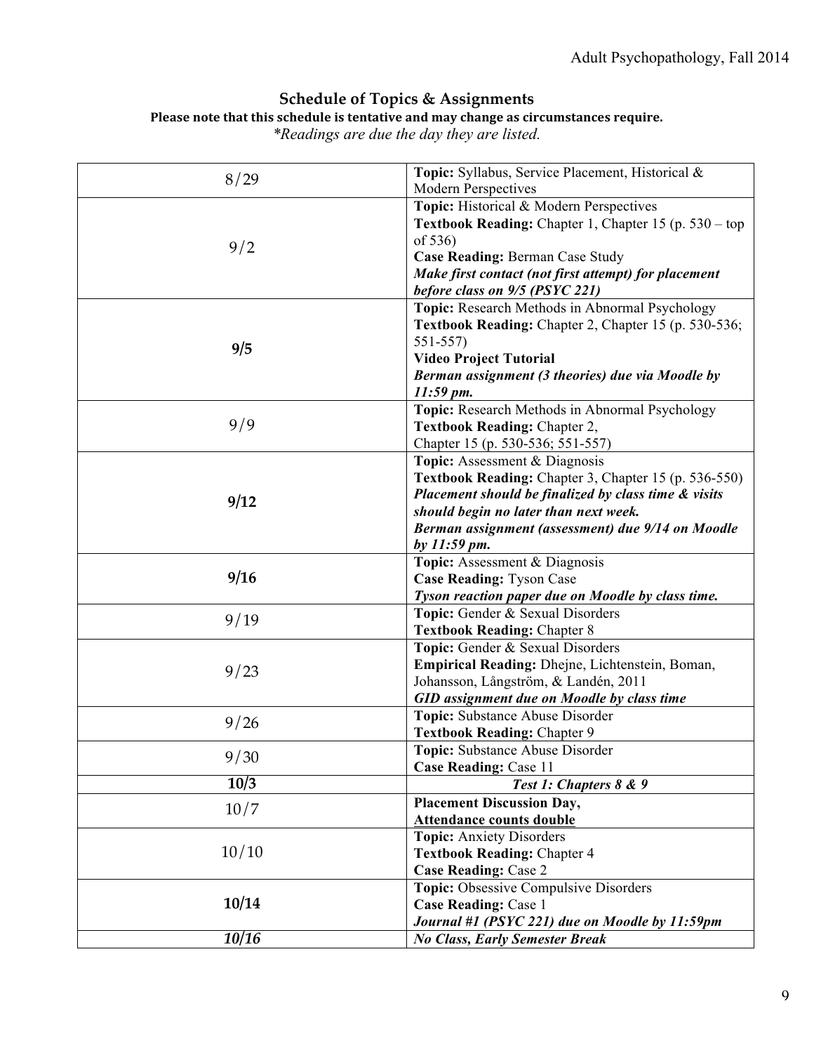## Schedule of Topics & Assignments

**Please note that this schedule is tentative and may change as circumstances require.**

*\*Readings are due the day they are listed.*

| Date | Details |
|---|---|
| 8/29 | **Topic:** Syllabus, Service Placement, Historical & Modern Perspectives |
| 9/2 | **Topic:** Historical & Modern Perspectives<br>**Textbook Reading:** Chapter 1, Chapter 15 (p. 530 – top of 536)<br>**Case Reading:** Berman Case Study<br>***Make first contact (not first attempt) for placement before class on 9/5 (PSYC 221)*** |
| **9/5** | **Topic:** Research Methods in Abnormal Psychology<br>**Textbook Reading:** Chapter 2, Chapter 15 (p. 530-536; 551-557)<br>**Video Project Tutorial**<br>***Berman assignment (3 theories) due via Moodle by 11:59 pm.*** |
| 9/9 | **Topic:** Research Methods in Abnormal Psychology<br>**Textbook Reading:** Chapter 2, Chapter 15 (p. 530-536; 551-557) |
| **9/12** | **Topic:** Assessment & Diagnosis<br>**Textbook Reading:** Chapter 3, Chapter 15 (p. 536-550)<br>***Placement should be finalized by class time & visits should begin no later than next week.***<br>***Berman assignment (assessment) due 9/14 on Moodle by 11:59 pm.*** |
| **9/16** | **Topic:** Assessment & Diagnosis<br>**Case Reading:** Tyson Case<br>***Tyson reaction paper due on Moodle by class time.*** |
| 9/19 | **Topic:** Gender & Sexual Disorders<br>**Textbook Reading:** Chapter 8 |
| 9/23 | **Topic:** Gender & Sexual Disorders<br>**Empirical Reading:** Dhejne, Lichtenstein, Boman, Johansson, Långström, & Landén, 2011<br>***GID assignment due on Moodle by class time*** |
| 9/26 | **Topic:** Substance Abuse Disorder<br>**Textbook Reading:** Chapter 9 |
| 9/30 | **Topic:** Substance Abuse Disorder<br>**Case Reading:** Case 11 |
| **10/3** | ***Test 1: Chapters 8 & 9*** |
| 10/7 | **Placement Discussion Day,**<br>**<u>Attendance counts double</u>** |
| 10/10 | **Topic:** Anxiety Disorders<br>**Textbook Reading:** Chapter 4<br>**Case Reading:** Case 2 |
| **10/14** | **Topic:** Obsessive Compulsive Disorders<br>**Case Reading:** Case 1<br>***Journal #1 (PSYC 221) due on Moodle by 11:59pm*** |
| ***10/16*** | ***No Class, Early Semester Break*** |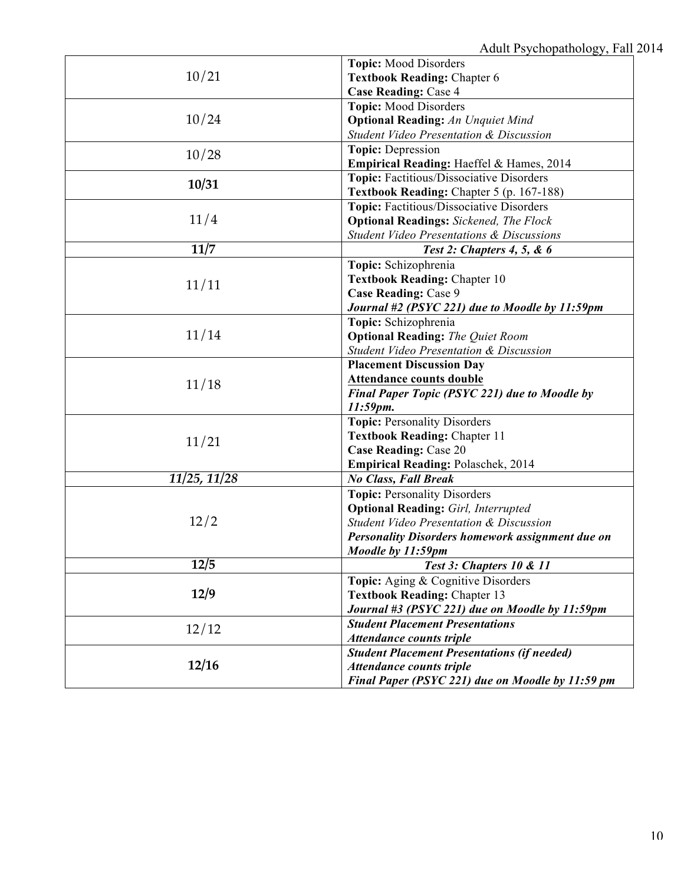| | |
|---|---|
| 10/21 | **Topic:** Mood Disorders<br>**Textbook Reading:** Chapter 6<br>**Case Reading:** Case 4 |
| 10/24 | **Topic:** Mood Disorders<br>**Optional Reading:** *An Unquiet Mind*<br>*Student Video Presentation & Discussion* |
| 10/28 | **Topic:** Depression<br>**Empirical Reading:** Haeffel & Hames, 2014 |
| **10/31** | **Topic:** Factitious/Dissociative Disorders<br>**Textbook Reading:** Chapter 5 (p. 167-188) |
| 11/4 | **Topic:** Factitious/Dissociative Disorders<br>**Optional Readings:** *Sickened, The Flock*<br>*Student Video Presentations & Discussions* |
| **11/7** | ***Test 2: Chapters 4, 5, & 6*** |
| 11/11 | **Topic:** Schizophrenia<br>**Textbook Reading:** Chapter 10<br>**Case Reading:** Case 9<br>***Journal #2 (PSYC 221) due to Moodle by 11:59pm*** |
| 11/14 | **Topic:** Schizophrenia<br>**Optional Reading:** *The Quiet Room*<br>*Student Video Presentation & Discussion* |
| 11/18 | **Placement Discussion Day**<br>**Attendance counts double**<br>***Final Paper Topic (PSYC 221) due to Moodle by 11:59pm.*** |
| 11/21 | **Topic:** Personality Disorders<br>**Textbook Reading:** Chapter 11<br>**Case Reading:** Case 20<br>**Empirical Reading:** Polaschek, 2014 |
| ***11/25, 11/28*** | ***No Class, Fall Break*** |
| 12/2 | **Topic:** Personality Disorders<br>**Optional Reading:** *Girl, Interrupted*<br>*Student Video Presentation & Discussion*<br>***Personality Disorders homework assignment due on Moodle by 11:59pm*** |
| **12/5** | ***Test 3: Chapters 10 & 11*** |
| **12/9** | **Topic:** Aging & Cognitive Disorders<br>**Textbook Reading:** Chapter 13<br>***Journal #3 (PSYC 221) due on Moodle by 11:59pm*** |
| 12/12 | ***Student Placement Presentations***<br>***Attendance counts triple*** |
| **12/16** | ***Student Placement Presentations (if needed)***<br>***Attendance counts triple***<br>***Final Paper (PSYC 221) due on Moodle by 11:59 pm*** |